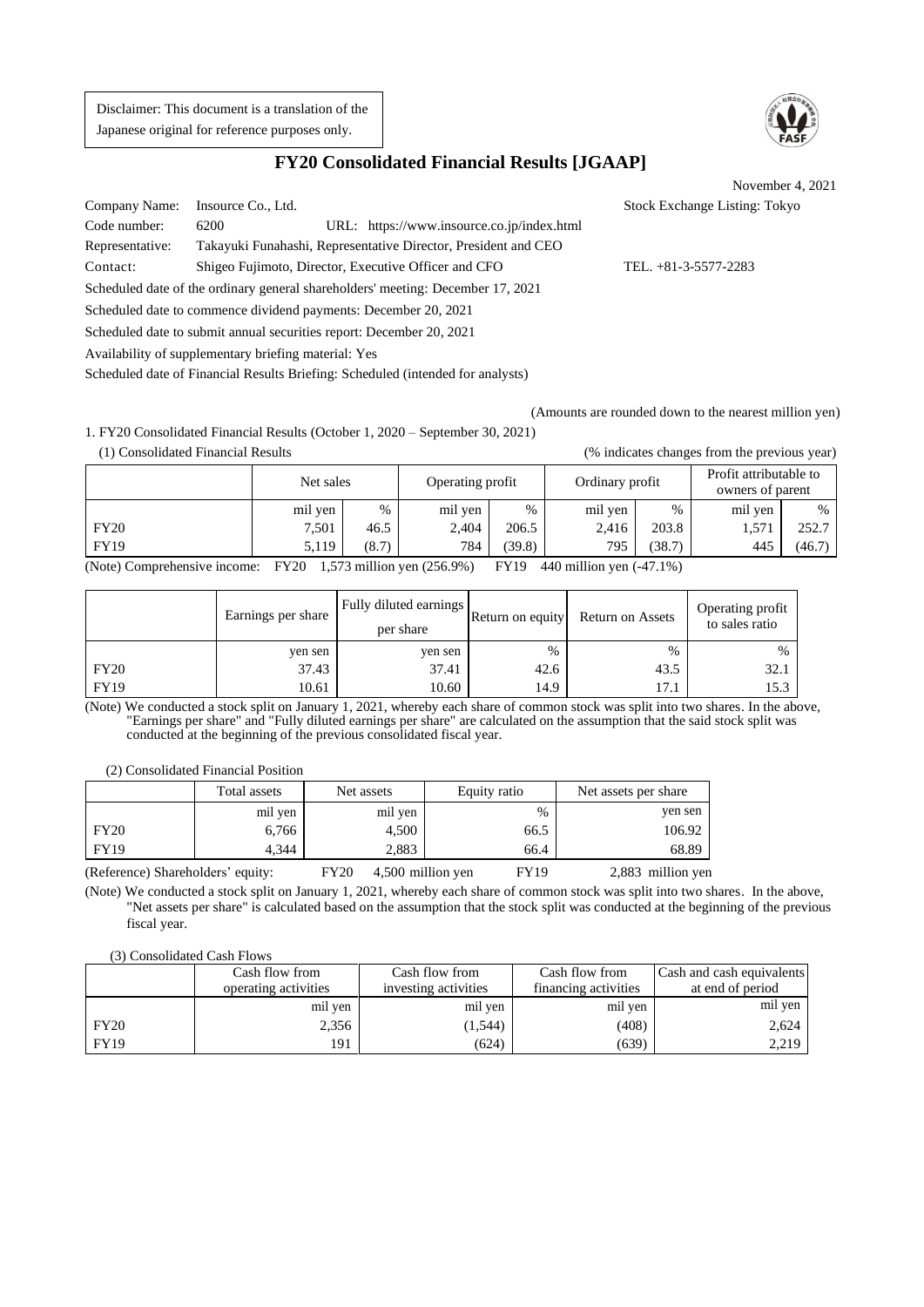Disclaimer: This document is a translation of the Japanese original for reference purposes only.

# FY20 Consolidated Financial Results [JGAAP]

November 4, 2021

Company Name: Insource Co., Ltd. Stock Exchange Listing: Tokyo

Code number: 6200 URL: https://www.insource.co.jp/index.html

Representative: Takayuki Funahashi, Representative Director, President and CEO

Contact: Shigeo Fujimoto, Director, Executive Officer and CFO TEL. +81-3-5577-2283

Scheduled date of the ordinary general shareholders' meeting: December 17, 2021

Scheduled date to commence dividend payments: December 20, 2021

Scheduled date to submit annual securities report: December 20, 2021

Availability of supplementary briefing material: Yes

Scheduled date of Financial Results Briefing: Scheduled (intended for analysts)

(Amounts are rounded down to the nearest million yen)

## 1. FY20 Consolidated Financial Results (October 1, 2020 – September 30, 2021)

(1) Consolidated Financial Results (% indicates changes from the previous year)

| | Net sales | | Operating profit | | Ordinary profit | | Profit attributable to owners of parent | |
|---|---|---|---|---|---|---|---|---|
| | mil yen | % | mil yen | % | mil yen | % | mil yen | % |
| FY20 | 7,501 | 46.5 | 2,404 | 206.5 | 2,416 | 203.8 | 1,571 | 252.7 |
| FY19 | 5,119 | (8.7) | 784 | (39.8) | 795 | (38.7) | 445 | (46.7) |

(Note) Comprehensive income: FY20 1,573 million yen (256.9%) FY19 440 million yen (-47.1%)

| | Earnings per share | Fully diluted earnings per share | Return on equity | Return on Assets | Operating profit to sales ratio |
|---|---|---|---|---|---|
| | yen sen | yen sen | % | % | % |
| FY20 | 37.43 | 37.41 | 42.6 | 43.5 | 32.1 |
| FY19 | 10.61 | 10.60 | 14.9 | 17.1 | 15.3 |

(Note) We conducted a stock split on January 1, 2021, whereby each share of common stock was split into two shares. In the above, "Earnings per share" and "Fully diluted earnings per share" are calculated on the assumption that the said stock split was conducted at the beginning of the previous consolidated fiscal year.

(2) Consolidated Financial Position

| | Total assets | Net assets | Equity ratio | Net assets per share |
|---|---|---|---|---|
| | mil yen | mil yen | % | yen sen |
| FY20 | 6,766 | 4,500 | 66.5 | 106.92 |
| FY19 | 4,344 | 2,883 | 66.4 | 68.89 |

(Reference) Shareholders' equity: FY20 4,500 million yen FY19 2,883 million yen

(Note) We conducted a stock split on January 1, 2021, whereby each share of common stock was split into two shares. In the above, "Net assets per share" is calculated based on the assumption that the stock split was conducted at the beginning of the previous fiscal year.

(3) Consolidated Cash Flows

| | Cash flow from operating activities | Cash flow from investing activities | Cash flow from financing activities | Cash and cash equivalents at end of period |
|---|---|---|---|---|
| | mil yen | mil yen | mil yen | mil yen |
| FY20 | 2,356 | (1,544) | (408) | 2,624 |
| FY19 | 191 | (624) | (639) | 2,219 |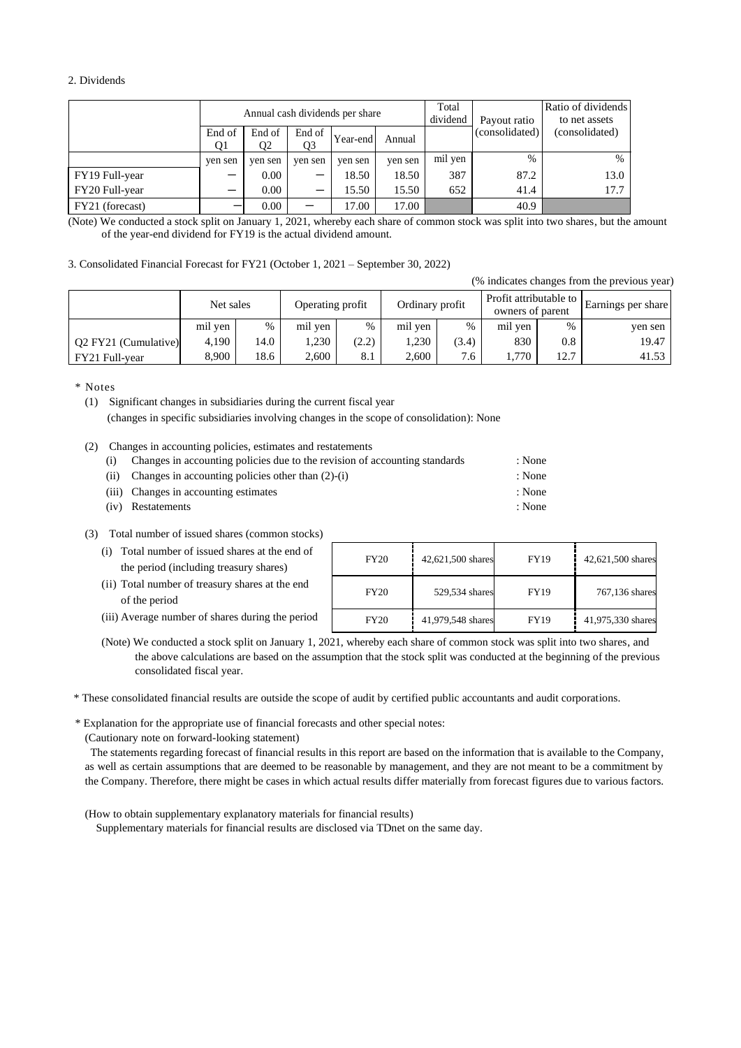2. Dividends

| | Annual cash dividends per share | | | | | Total dividend | Payout ratio (consolidated) | Ratio of dividends to net assets (consolidated) |
|---|---|---|---|---|---|---|---|---|
| | End of Q1 | End of Q2 | End of Q3 | Year-end | Annual | | | |
| | yen sen | yen sen | yen sen | yen sen | yen sen | mil yen | % | % |
| FY19 Full-year | — | 0.00 | — | 18.50 | 18.50 | 387 | 87.2 | 13.0 |
| FY20 Full-year | — | 0.00 | — | 15.50 | 15.50 | 652 | 41.4 | 17.7 |
| FY21 (forecast) | — | 0.00 | — | 17.00 | 17.00 | | 40.9 | |

(Note) We conducted a stock split on January 1, 2021, whereby each share of common stock was split into two shares, but the amount of the year-end dividend for FY19 is the actual dividend amount.

3. Consolidated Financial Forecast for FY21 (October 1, 2021 – September 30, 2022)

(% indicates changes from the previous year)

| | Net sales | | Operating profit | | Ordinary profit | | Profit attributable to owners of parent | | Earnings per share |
|---|---|---|---|---|---|---|---|---|---|
| | mil yen | % | mil yen | % | mil yen | % | mil yen | % | yen sen |
| Q2 FY21 (Cumulative) | 4,190 | 14.0 | 1,230 | (2.2) | 1,230 | (3.4) | 830 | 0.8 | 19.47 |
| FY21 Full-year | 8,900 | 18.6 | 2,600 | 8.1 | 2,600 | 7.6 | 1,770 | 12.7 | 41.53 |

\* Notes

(1) Significant changes in subsidiaries during the current fiscal year
(changes in specific subsidiaries involving changes in the scope of consolidation): None

(2) Changes in accounting policies, estimates and restatements
- (i) Changes in accounting policies due to the revision of accounting standards : None
- (ii) Changes in accounting policies other than (2)-(i) : None
- (iii) Changes in accounting estimates : None
- (iv) Restatements : None

(3) Total number of issued shares (common stocks)

| | | | | |
|---|---|---|---|---|
| (i) Total number of issued shares at the end of the period (including treasury shares) | FY20 | 42,621,500 shares | FY19 | 42,621,500 shares |
| (ii) Total number of treasury shares at the end of the period | FY20 | 529,534 shares | FY19 | 767,136 shares |
| (iii) Average number of shares during the period | FY20 | 41,979,548 shares | FY19 | 41,975,330 shares |

(Note) We conducted a stock split on January 1, 2021, whereby each share of common stock was split into two shares, and the above calculations are based on the assumption that the stock split was conducted at the beginning of the previous consolidated fiscal year.

\* These consolidated financial results are outside the scope of audit by certified public accountants and audit corporations.

\* Explanation for the appropriate use of financial forecasts and other special notes:

(Cautionary note on forward-looking statement)

The statements regarding forecast of financial results in this report are based on the information that is available to the Company, as well as certain assumptions that are deemed to be reasonable by management, and they are not meant to be a commitment by the Company. Therefore, there might be cases in which actual results differ materially from forecast figures due to various factors.

(How to obtain supplementary explanatory materials for financial results)

Supplementary materials for financial results are disclosed via TDnet on the same day.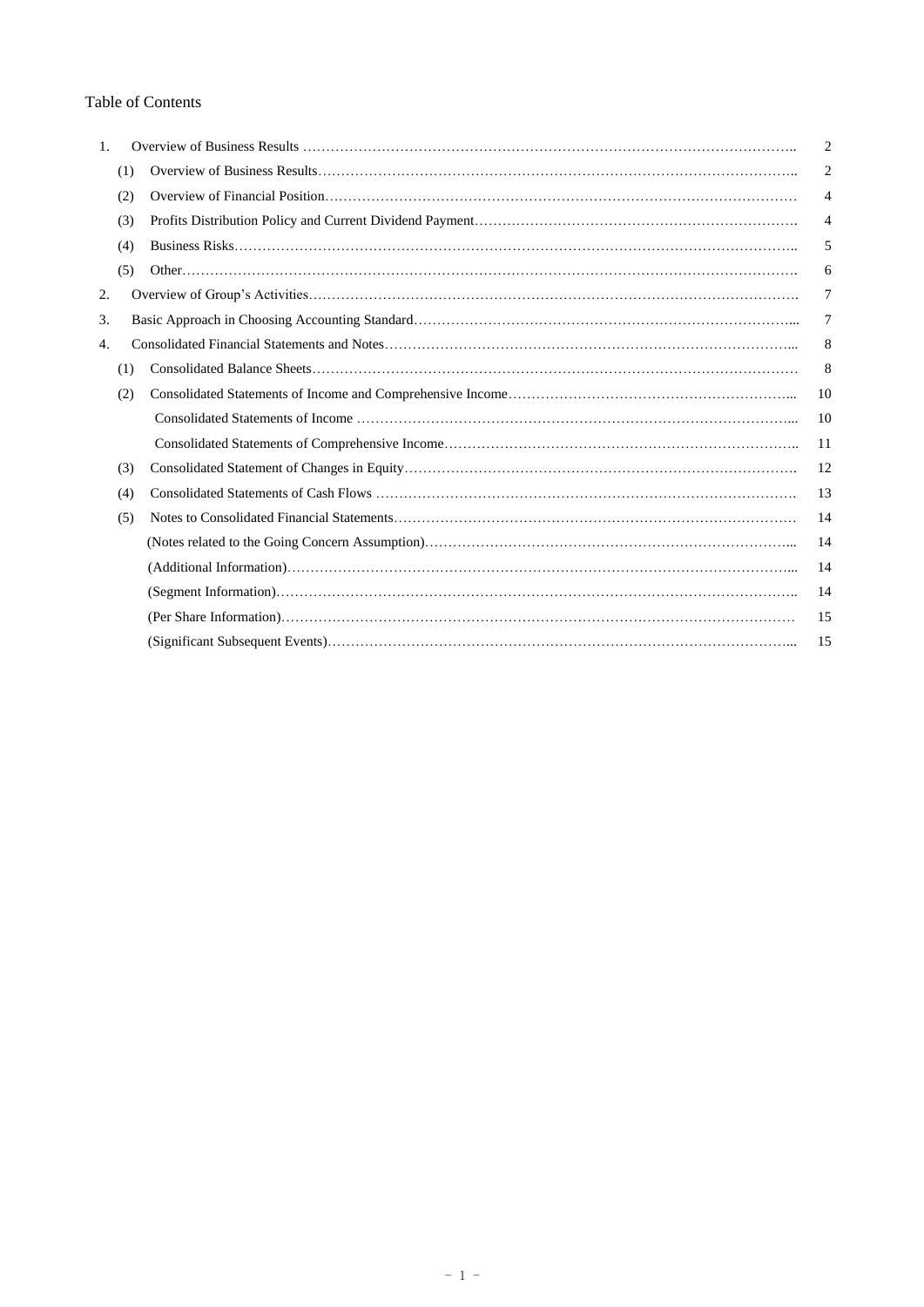# Table of Contents

| | | |
|---|---|---|
| 1. | Overview of Business Results | 2 |
| | (1) Overview of Business Results | 2 |
| | (2) Overview of Financial Position | 4 |
| | (3) Profits Distribution Policy and Current Dividend Payment | 4 |
| | (4) Business Risks | 5 |
| | (5) Other | 6 |
| 2. | Overview of Group's Activities | 7 |
| 3. | Basic Approach in Choosing Accounting Standard | 7 |
| 4. | Consolidated Financial Statements and Notes | 8 |
| | (1) Consolidated Balance Sheets | 8 |
| | (2) Consolidated Statements of Income and Comprehensive Income | 10 |
| | Consolidated Statements of Income | 10 |
| | Consolidated Statements of Comprehensive Income | 11 |
| | (3) Consolidated Statement of Changes in Equity | 12 |
| | (4) Consolidated Statements of Cash Flows | 13 |
| | (5) Notes to Consolidated Financial Statements | 14 |
| | (Notes related to the Going Concern Assumption) | 14 |
| | (Additional Information) | 14 |
| | (Segment Information) | 14 |
| | (Per Share Information) | 15 |
| | (Significant Subsequent Events) | 15 |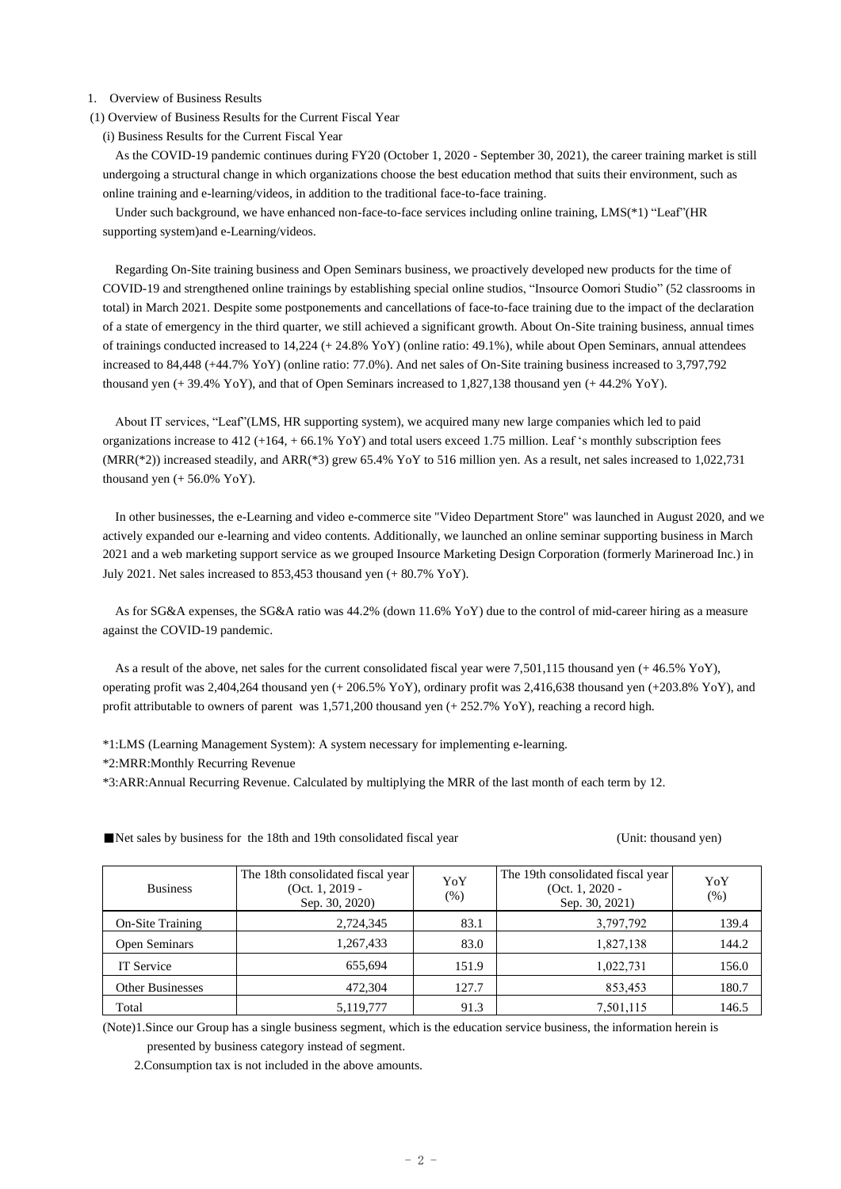1. Overview of Business Results

(1) Overview of Business Results for the Current Fiscal Year

(i) Business Results for the Current Fiscal Year

As the COVID-19 pandemic continues during FY20 (October 1, 2020 - September 30, 2021), the career training market is still undergoing a structural change in which organizations choose the best education method that suits their environment, such as online training and e-learning/videos, in addition to the traditional face-to-face training.

Under such background, we have enhanced non-face-to-face services including online training, LMS(*1) "Leaf"(HR supporting system)and e-Learning/videos.

Regarding On-Site training business and Open Seminars business, we proactively developed new products for the time of COVID-19 and strengthened online trainings by establishing special online studios, "Insource Oomori Studio" (52 classrooms in total) in March 2021. Despite some postponements and cancellations of face-to-face training due to the impact of the declaration of a state of emergency in the third quarter, we still achieved a significant growth. About On-Site training business, annual times of trainings conducted increased to 14,224 (+ 24.8% YoY) (online ratio: 49.1%), while about Open Seminars, annual attendees increased to 84,448 (+44.7% YoY) (online ratio: 77.0%). And net sales of On-Site training business increased to 3,797,792 thousand yen (+ 39.4% YoY), and that of Open Seminars increased to 1,827,138 thousand yen (+ 44.2% YoY).

About IT services, "Leaf"(LMS, HR supporting system), we acquired many new large companies which led to paid organizations increase to 412 (+164, + 66.1% YoY) and total users exceed 1.75 million. Leaf 's monthly subscription fees (MRR(*2)) increased steadily, and ARR(*3) grew 65.4% YoY to 516 million yen. As a result, net sales increased to 1,022,731 thousand yen (+ 56.0% YoY).

In other businesses, the e-Learning and video e-commerce site "Video Department Store" was launched in August 2020, and we actively expanded our e-learning and video contents. Additionally, we launched an online seminar supporting business in March 2021 and a web marketing support service as we grouped Insource Marketing Design Corporation (formerly Marineroad Inc.) in July 2021. Net sales increased to 853,453 thousand yen (+ 80.7% YoY).

As for SG&A expenses, the SG&A ratio was 44.2% (down 11.6% YoY) due to the control of mid-career hiring as a measure against the COVID-19 pandemic.

As a result of the above, net sales for the current consolidated fiscal year were 7,501,115 thousand yen (+ 46.5% YoY), operating profit was 2,404,264 thousand yen (+ 206.5% YoY), ordinary profit was 2,416,638 thousand yen (+203.8% YoY), and profit attributable to owners of parent was 1,571,200 thousand yen (+ 252.7% YoY), reaching a record high.

*1:LMS (Learning Management System): A system necessary for implementing e-learning.

*2:MRR:Monthly Recurring Revenue

*3:ARR:Annual Recurring Revenue. Calculated by multiplying the MRR of the last month of each term by 12.

■Net sales by business for the 18th and 19th consolidated fiscal year (Unit: thousand yen)

| Business | The 18th consolidated fiscal year (Oct. 1, 2019 - Sep. 30, 2020) | YoY (%) | The 19th consolidated fiscal year (Oct. 1, 2020 - Sep. 30, 2021) | YoY (%) |
|---|---|---|---|---|
| On-Site Training | 2,724,345 | 83.1 | 3,797,792 | 139.4 |
| Open Seminars | 1,267,433 | 83.0 | 1,827,138 | 144.2 |
| IT Service | 655,694 | 151.9 | 1,022,731 | 156.0 |
| Other Businesses | 472,304 | 127.7 | 853,453 | 180.7 |
| Total | 5,119,777 | 91.3 | 7,501,115 | 146.5 |

(Note)1.Since our Group has a single business segment, which is the education service business, the information herein is presented by business category instead of segment.

2.Consumption tax is not included in the above amounts.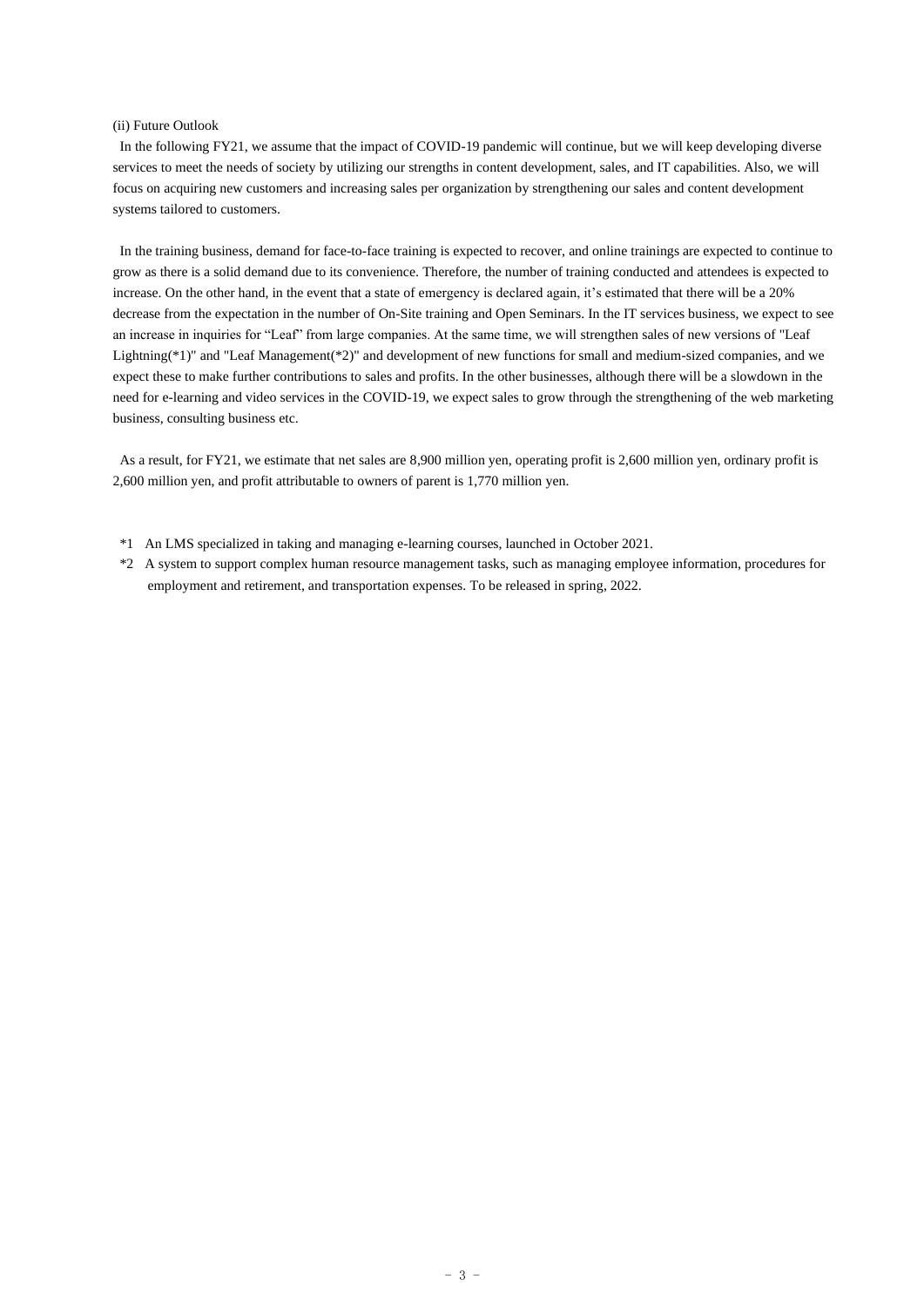(ii) Future Outlook

In the following FY21, we assume that the impact of COVID-19 pandemic will continue, but we will keep developing diverse services to meet the needs of society by utilizing our strengths in content development, sales, and IT capabilities. Also, we will focus on acquiring new customers and increasing sales per organization by strengthening our sales and content development systems tailored to customers.

In the training business, demand for face-to-face training is expected to recover, and online trainings are expected to continue to grow as there is a solid demand due to its convenience. Therefore, the number of training conducted and attendees is expected to increase. On the other hand, in the event that a state of emergency is declared again, it's estimated that there will be a 20% decrease from the expectation in the number of On-Site training and Open Seminars. In the IT services business, we expect to see an increase in inquiries for "Leaf" from large companies. At the same time, we will strengthen sales of new versions of "Leaf Lightning(*1)" and "Leaf Management(*2)" and development of new functions for small and medium-sized companies, and we expect these to make further contributions to sales and profits. In the other businesses, although there will be a slowdown in the need for e-learning and video services in the COVID-19, we expect sales to grow through the strengthening of the web marketing business, consulting business etc.

As a result, for FY21, we estimate that net sales are 8,900 million yen, operating profit is 2,600 million yen, ordinary profit is 2,600 million yen, and profit attributable to owners of parent is 1,770 million yen.

*1 An LMS specialized in taking and managing e-learning courses, launched in October 2021.

*2 A system to support complex human resource management tasks, such as managing employee information, procedures for employment and retirement, and transportation expenses. To be released in spring, 2022.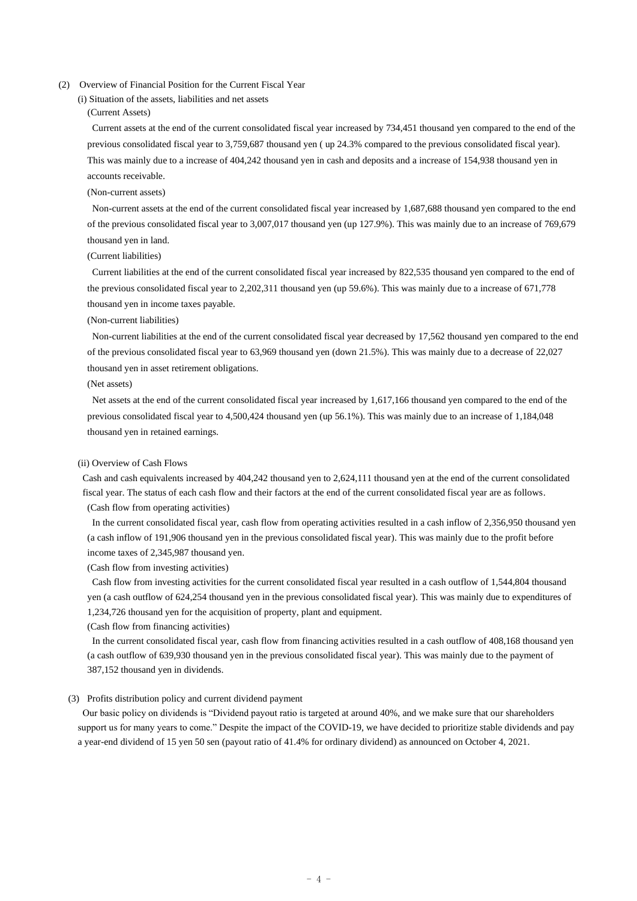## (2) Overview of Financial Position for the Current Fiscal Year

### (i) Situation of the assets, liabilities and net assets

(Current Assets)

Current assets at the end of the current consolidated fiscal year increased by 734,451 thousand yen compared to the end of the previous consolidated fiscal year to 3,759,687 thousand yen ( up 24.3% compared to the previous consolidated fiscal year). This was mainly due to a increase of 404,242 thousand yen in cash and deposits and a increase of 154,938 thousand yen in accounts receivable.

(Non-current assets)

Non-current assets at the end of the current consolidated fiscal year increased by 1,687,688 thousand yen compared to the end of the previous consolidated fiscal year to 3,007,017 thousand yen (up 127.9%). This was mainly due to an increase of 769,679 thousand yen in land.

(Current liabilities)

Current liabilities at the end of the current consolidated fiscal year increased by 822,535 thousand yen compared to the end of the previous consolidated fiscal year to 2,202,311 thousand yen (up 59.6%). This was mainly due to a increase of 671,778 thousand yen in income taxes payable.

(Non-current liabilities)

Non-current liabilities at the end of the current consolidated fiscal year decreased by 17,562 thousand yen compared to the end of the previous consolidated fiscal year to 63,969 thousand yen (down 21.5%). This was mainly due to a decrease of 22,027 thousand yen in asset retirement obligations.

(Net assets)

Net assets at the end of the current consolidated fiscal year increased by 1,617,166 thousand yen compared to the end of the previous consolidated fiscal year to 4,500,424 thousand yen (up 56.1%). This was mainly due to an increase of 1,184,048 thousand yen in retained earnings.

### (ii) Overview of Cash Flows

Cash and cash equivalents increased by 404,242 thousand yen to 2,624,111 thousand yen at the end of the current consolidated fiscal year. The status of each cash flow and their factors at the end of the current consolidated fiscal year are as follows.

(Cash flow from operating activities)

In the current consolidated fiscal year, cash flow from operating activities resulted in a cash inflow of 2,356,950 thousand yen (a cash inflow of 191,906 thousand yen in the previous consolidated fiscal year). This was mainly due to the profit before income taxes of 2,345,987 thousand yen.

(Cash flow from investing activities)

Cash flow from investing activities for the current consolidated fiscal year resulted in a cash outflow of 1,544,804 thousand yen (a cash outflow of 624,254 thousand yen in the previous consolidated fiscal year). This was mainly due to expenditures of 1,234,726 thousand yen for the acquisition of property, plant and equipment.

(Cash flow from financing activities)

In the current consolidated fiscal year, cash flow from financing activities resulted in a cash outflow of 408,168 thousand yen (a cash outflow of 639,930 thousand yen in the previous consolidated fiscal year). This was mainly due to the payment of 387,152 thousand yen in dividends.

## (3) Profits distribution policy and current dividend payment

Our basic policy on dividends is "Dividend payout ratio is targeted at around 40%, and we make sure that our shareholders support us for many years to come." Despite the impact of the COVID-19, we have decided to prioritize stable dividends and pay a year-end dividend of 15 yen 50 sen (payout ratio of 41.4% for ordinary dividend) as announced on October 4, 2021.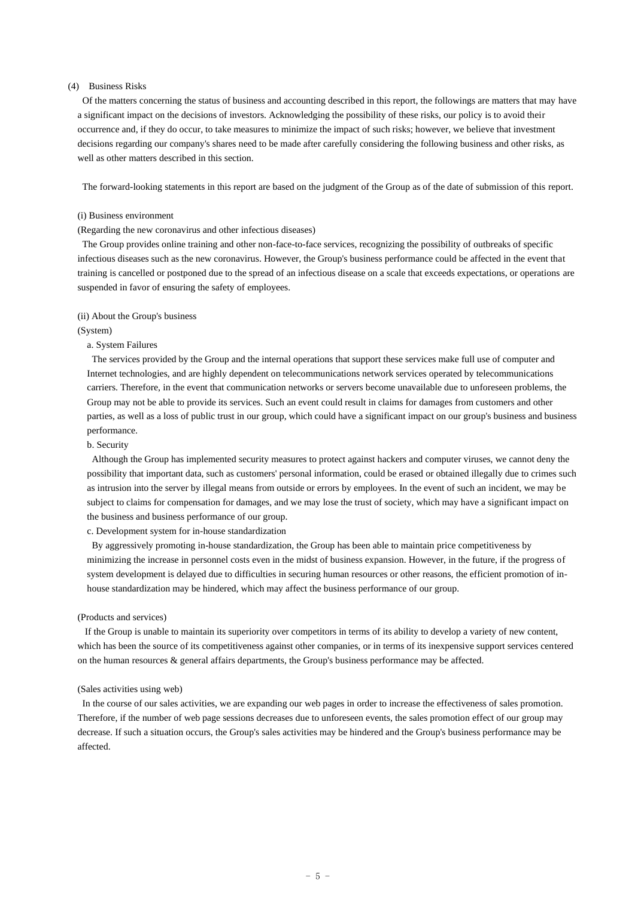## (4) Business Risks

Of the matters concerning the status of business and accounting described in this report, the followings are matters that may have a significant impact on the decisions of investors. Acknowledging the possibility of these risks, our policy is to avoid their occurrence and, if they do occur, to take measures to minimize the impact of such risks; however, we believe that investment decisions regarding our company's shares need to be made after carefully considering the following business and other risks, as well as other matters described in this section.

The forward-looking statements in this report are based on the judgment of the Group as of the date of submission of this report.

### (i) Business environment

(Regarding the new coronavirus and other infectious diseases)

The Group provides online training and other non-face-to-face services, recognizing the possibility of outbreaks of specific infectious diseases such as the new coronavirus. However, the Group's business performance could be affected in the event that training is cancelled or postponed due to the spread of an infectious disease on a scale that exceeds expectations, or operations are suspended in favor of ensuring the safety of employees.

### (ii) About the Group's business

(System)

a. System Failures

The services provided by the Group and the internal operations that support these services make full use of computer and Internet technologies, and are highly dependent on telecommunications network services operated by telecommunications carriers. Therefore, in the event that communication networks or servers become unavailable due to unforeseen problems, the Group may not be able to provide its services. Such an event could result in claims for damages from customers and other parties, as well as a loss of public trust in our group, which could have a significant impact on our group's business and business performance.

b. Security

Although the Group has implemented security measures to protect against hackers and computer viruses, we cannot deny the possibility that important data, such as customers' personal information, could be erased or obtained illegally due to crimes such as intrusion into the server by illegal means from outside or errors by employees. In the event of such an incident, we may be subject to claims for compensation for damages, and we may lose the trust of society, which may have a significant impact on the business and business performance of our group.

c. Development system for in-house standardization

By aggressively promoting in-house standardization, the Group has been able to maintain price competitiveness by minimizing the increase in personnel costs even in the midst of business expansion. However, in the future, if the progress of system development is delayed due to difficulties in securing human resources or other reasons, the efficient promotion of in-house standardization may be hindered, which may affect the business performance of our group.

(Products and services)

If the Group is unable to maintain its superiority over competitors in terms of its ability to develop a variety of new content, which has been the source of its competitiveness against other companies, or in terms of its inexpensive support services centered on the human resources & general affairs departments, the Group's business performance may be affected.

(Sales activities using web)

In the course of our sales activities, we are expanding our web pages in order to increase the effectiveness of sales promotion. Therefore, if the number of web page sessions decreases due to unforeseen events, the sales promotion effect of our group may decrease. If such a situation occurs, the Group's sales activities may be hindered and the Group's business performance may be affected.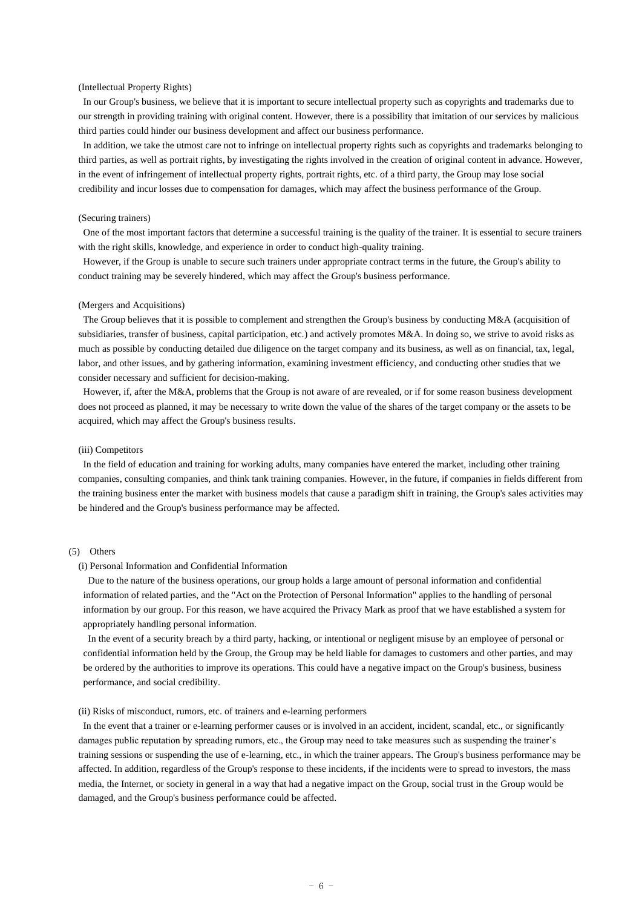(Intellectual Property Rights)

In our Group's business, we believe that it is important to secure intellectual property such as copyrights and trademarks due to our strength in providing training with original content. However, there is a possibility that imitation of our services by malicious third parties could hinder our business development and affect our business performance.

In addition, we take the utmost care not to infringe on intellectual property rights such as copyrights and trademarks belonging to third parties, as well as portrait rights, by investigating the rights involved in the creation of original content in advance. However, in the event of infringement of intellectual property rights, portrait rights, etc. of a third party, the Group may lose social credibility and incur losses due to compensation for damages, which may affect the business performance of the Group.

(Securing trainers)

One of the most important factors that determine a successful training is the quality of the trainer. It is essential to secure trainers with the right skills, knowledge, and experience in order to conduct high-quality training.

However, if the Group is unable to secure such trainers under appropriate contract terms in the future, the Group's ability to conduct training may be severely hindered, which may affect the Group's business performance.

(Mergers and Acquisitions)

The Group believes that it is possible to complement and strengthen the Group's business by conducting M&A (acquisition of subsidiaries, transfer of business, capital participation, etc.) and actively promotes M&A. In doing so, we strive to avoid risks as much as possible by conducting detailed due diligence on the target company and its business, as well as on financial, tax, legal, labor, and other issues, and by gathering information, examining investment efficiency, and conducting other studies that we consider necessary and sufficient for decision-making.

However, if, after the M&A, problems that the Group is not aware of are revealed, or if for some reason business development does not proceed as planned, it may be necessary to write down the value of the shares of the target company or the assets to be acquired, which may affect the Group's business results.

(iii) Competitors

In the field of education and training for working adults, many companies have entered the market, including other training companies, consulting companies, and think tank training companies. However, in the future, if companies in fields different from the training business enter the market with business models that cause a paradigm shift in training, the Group's sales activities may be hindered and the Group's business performance may be affected.

(5) Others

(i) Personal Information and Confidential Information

Due to the nature of the business operations, our group holds a large amount of personal information and confidential information of related parties, and the "Act on the Protection of Personal Information" applies to the handling of personal information by our group. For this reason, we have acquired the Privacy Mark as proof that we have established a system for appropriately handling personal information.

In the event of a security breach by a third party, hacking, or intentional or negligent misuse by an employee of personal or confidential information held by the Group, the Group may be held liable for damages to customers and other parties, and may be ordered by the authorities to improve its operations. This could have a negative impact on the Group's business, business performance, and social credibility.

(ii) Risks of misconduct, rumors, etc. of trainers and e-learning performers

In the event that a trainer or e-learning performer causes or is involved in an accident, incident, scandal, etc., or significantly damages public reputation by spreading rumors, etc., the Group may need to take measures such as suspending the trainer's training sessions or suspending the use of e-learning, etc., in which the trainer appears. The Group's business performance may be affected. In addition, regardless of the Group's response to these incidents, if the incidents were to spread to investors, the mass media, the Internet, or society in general in a way that had a negative impact on the Group, social trust in the Group would be damaged, and the Group's business performance could be affected.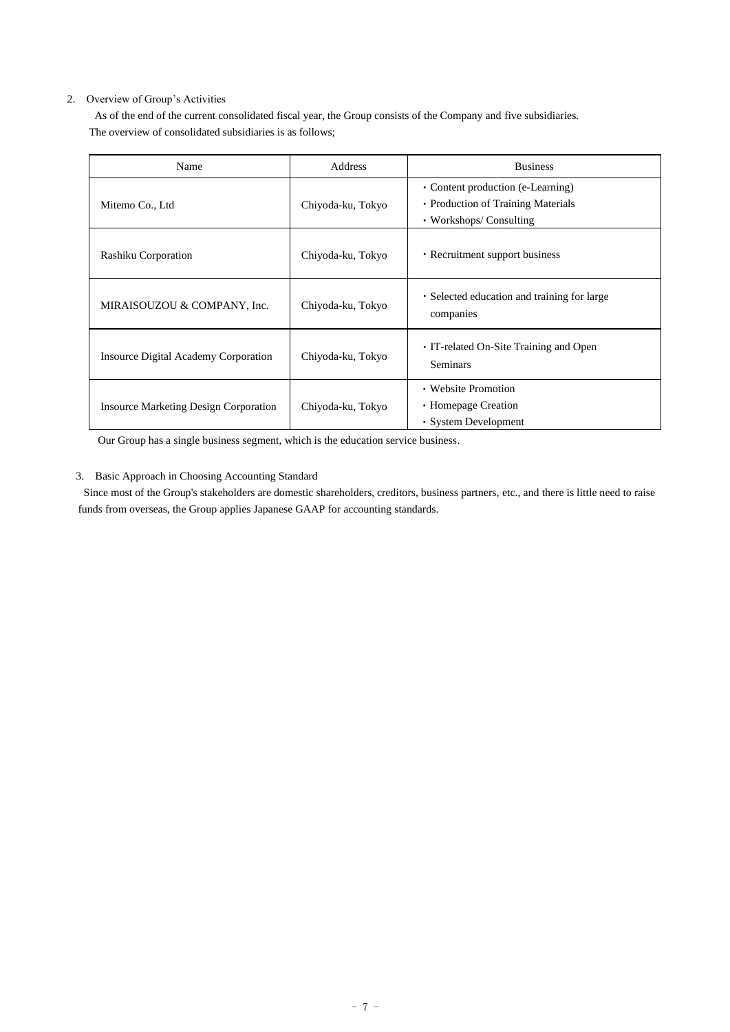## 2. Overview of Group's Activities

As of the end of the current consolidated fiscal year, the Group consists of the Company and five subsidiaries.
The overview of consolidated subsidiaries is as follows;

| Name | Address | Business |
|---|---|---|
| Mitemo Co., Ltd | Chiyoda-ku, Tokyo | ・Content production (e-Learning)<br>・Production of Training Materials<br>・Workshops/ Consulting |
| Rashiku Corporation | Chiyoda-ku, Tokyo | ・Recruitment support business |
| MIRAISOUZOU & COMPANY, Inc. | Chiyoda-ku, Tokyo | ・Selected education and training for large companies |
| Insource Digital Academy Corporation | Chiyoda-ku, Tokyo | ・IT-related On-Site Training and Open Seminars |
| Insource Marketing Design Corporation | Chiyoda-ku, Tokyo | ・Website Promotion<br>・Homepage Creation<br>・System Development |

Our Group has a single business segment, which is the education service business.

## 3. Basic Approach in Choosing Accounting Standard

Since most of the Group's stakeholders are domestic shareholders, creditors, business partners, etc., and there is little need to raise funds from overseas, the Group applies Japanese GAAP for accounting standards.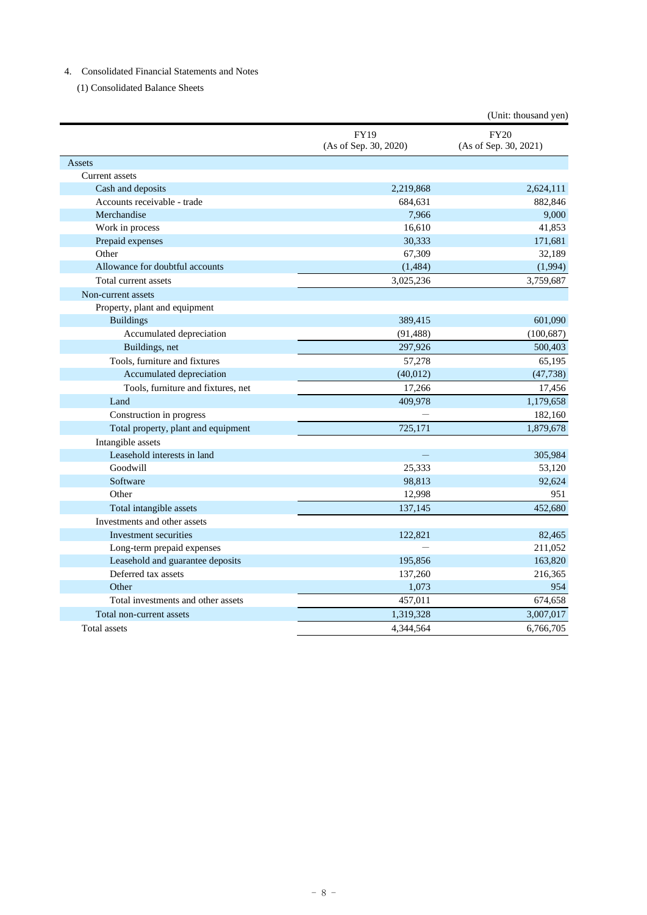4. Consolidated Financial Statements and Notes

(1) Consolidated Balance Sheets

(Unit: thousand yen)

| | FY19 (As of Sep. 30, 2020) | FY20 (As of Sep. 30, 2021) |
|---|---|---|
| Assets | | |
| Current assets | | |
| Cash and deposits | 2,219,868 | 2,624,111 |
| Accounts receivable - trade | 684,631 | 882,846 |
| Merchandise | 7,966 | 9,000 |
| Work in process | 16,610 | 41,853 |
| Prepaid expenses | 30,333 | 171,681 |
| Other | 67,309 | 32,189 |
| Allowance for doubtful accounts | (1,484) | (1,994) |
| Total current assets | 3,025,236 | 3,759,687 |
| Non-current assets | | |
| Property, plant and equipment | | |
| Buildings | 389,415 | 601,090 |
| Accumulated depreciation | (91,488) | (100,687) |
| Buildings, net | 297,926 | 500,403 |
| Tools, furniture and fixtures | 57,278 | 65,195 |
| Accumulated depreciation | (40,012) | (47,738) |
| Tools, furniture and fixtures, net | 17,266 | 17,456 |
| Land | 409,978 | 1,179,658 |
| Construction in progress | — | 182,160 |
| Total property, plant and equipment | 725,171 | 1,879,678 |
| Intangible assets | | |
| Leasehold interests in land | — | 305,984 |
| Goodwill | 25,333 | 53,120 |
| Software | 98,813 | 92,624 |
| Other | 12,998 | 951 |
| Total intangible assets | 137,145 | 452,680 |
| Investments and other assets | | |
| Investment securities | 122,821 | 82,465 |
| Long-term prepaid expenses | — | 211,052 |
| Leasehold and guarantee deposits | 195,856 | 163,820 |
| Deferred tax assets | 137,260 | 216,365 |
| Other | 1,073 | 954 |
| Total investments and other assets | 457,011 | 674,658 |
| Total non-current assets | 1,319,328 | 3,007,017 |
| Total assets | 4,344,564 | 6,766,705 |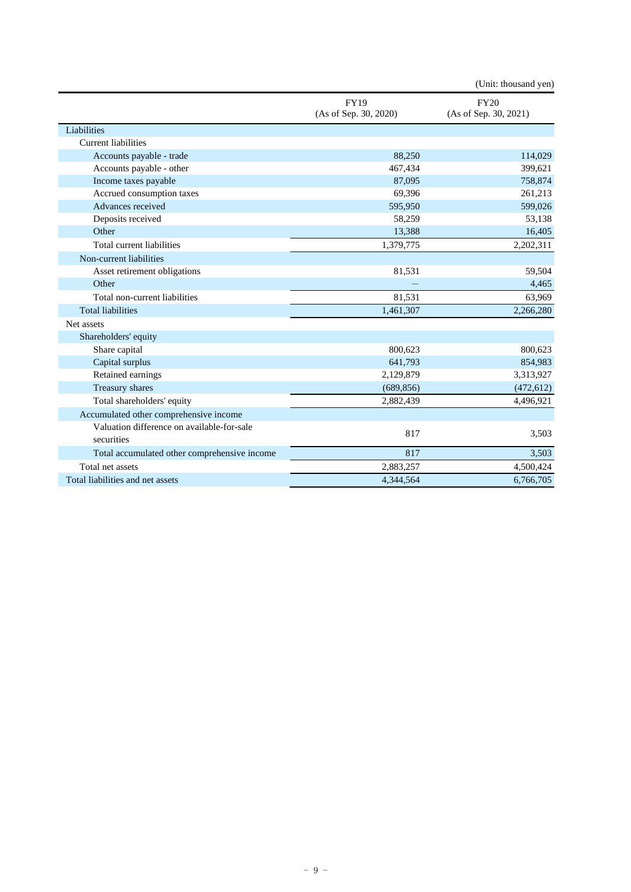(Unit: thousand yen)

| | FY19 (As of Sep. 30, 2020) | FY20 (As of Sep. 30, 2021) |
|---|---|---|
| Liabilities | | |
| Current liabilities | | |
| Accounts payable - trade | 88,250 | 114,029 |
| Accounts payable - other | 467,434 | 399,621 |
| Income taxes payable | 87,095 | 758,874 |
| Accrued consumption taxes | 69,396 | 261,213 |
| Advances received | 595,950 | 599,026 |
| Deposits received | 58,259 | 53,138 |
| Other | 13,388 | 16,405 |
| Total current liabilities | 1,379,775 | 2,202,311 |
| Non-current liabilities | | |
| Asset retirement obligations | 81,531 | 59,504 |
| Other | — | 4,465 |
| Total non-current liabilities | 81,531 | 63,969 |
| Total liabilities | 1,461,307 | 2,266,280 |
| Net assets | | |
| Shareholders' equity | | |
| Share capital | 800,623 | 800,623 |
| Capital surplus | 641,793 | 854,983 |
| Retained earnings | 2,129,879 | 3,313,927 |
| Treasury shares | (689,856) | (472,612) |
| Total shareholders' equity | 2,882,439 | 4,496,921 |
| Accumulated other comprehensive income | | |
| Valuation difference on available-for-sale securities | 817 | 3,503 |
| Total accumulated other comprehensive income | 817 | 3,503 |
| Total net assets | 2,883,257 | 4,500,424 |
| Total liabilities and net assets | 4,344,564 | 6,766,705 |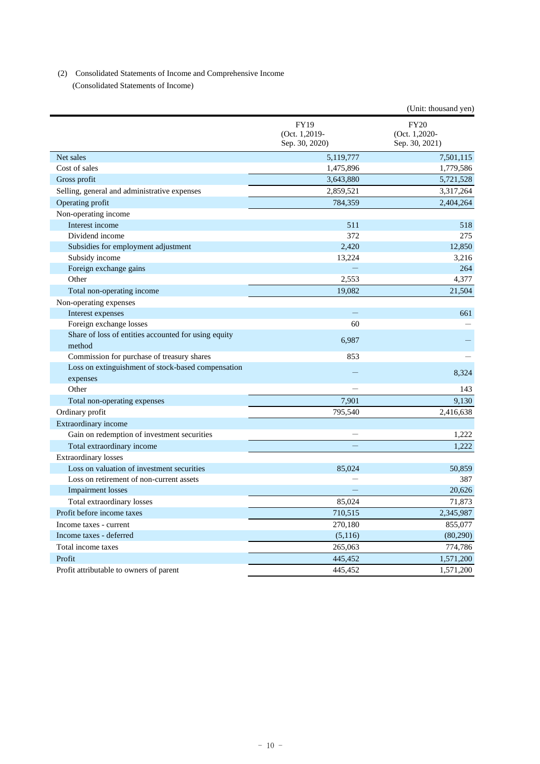(2) Consolidated Statements of Income and Comprehensive Income

(Consolidated Statements of Income)

(Unit: thousand yen)

| | FY19 (Oct. 1,2019- Sep. 30, 2020) | FY20 (Oct. 1,2020- Sep. 30, 2021) |
|---|---|---|
| Net sales | 5,119,777 | 7,501,115 |
| Cost of sales | 1,475,896 | 1,779,586 |
| Gross profit | 3,643,880 | 5,721,528 |
| Selling, general and administrative expenses | 2,859,521 | 3,317,264 |
| Operating profit | 784,359 | 2,404,264 |
| Non-operating income | | |
| Interest income | 511 | 518 |
| Dividend income | 372 | 275 |
| Subsidies for employment adjustment | 2,420 | 12,850 |
| Subsidy income | 13,224 | 3,216 |
| Foreign exchange gains | — | 264 |
| Other | 2,553 | 4,377 |
| Total non-operating income | 19,082 | 21,504 |
| Non-operating expenses | | |
| Interest expenses | — | 661 |
| Foreign exchange losses | 60 | — |
| Share of loss of entities accounted for using equity method | 6,987 | — |
| Commission for purchase of treasury shares | 853 | — |
| Loss on extinguishment of stock-based compensation expenses | — | 8,324 |
| Other | — | 143 |
| Total non-operating expenses | 7,901 | 9,130 |
| Ordinary profit | 795,540 | 2,416,638 |
| Extraordinary income | | |
| Gain on redemption of investment securities | — | 1,222 |
| Total extraordinary income | — | 1,222 |
| Extraordinary losses | | |
| Loss on valuation of investment securities | 85,024 | 50,859 |
| Loss on retirement of non-current assets | — | 387 |
| Impairment losses | — | 20,626 |
| Total extraordinary losses | 85,024 | 71,873 |
| Profit before income taxes | 710,515 | 2,345,987 |
| Income taxes - current | 270,180 | 855,077 |
| Income taxes - deferred | (5,116) | (80,290) |
| Total income taxes | 265,063 | 774,786 |
| Profit | 445,452 | 1,571,200 |
| Profit attributable to owners of parent | 445,452 | 1,571,200 |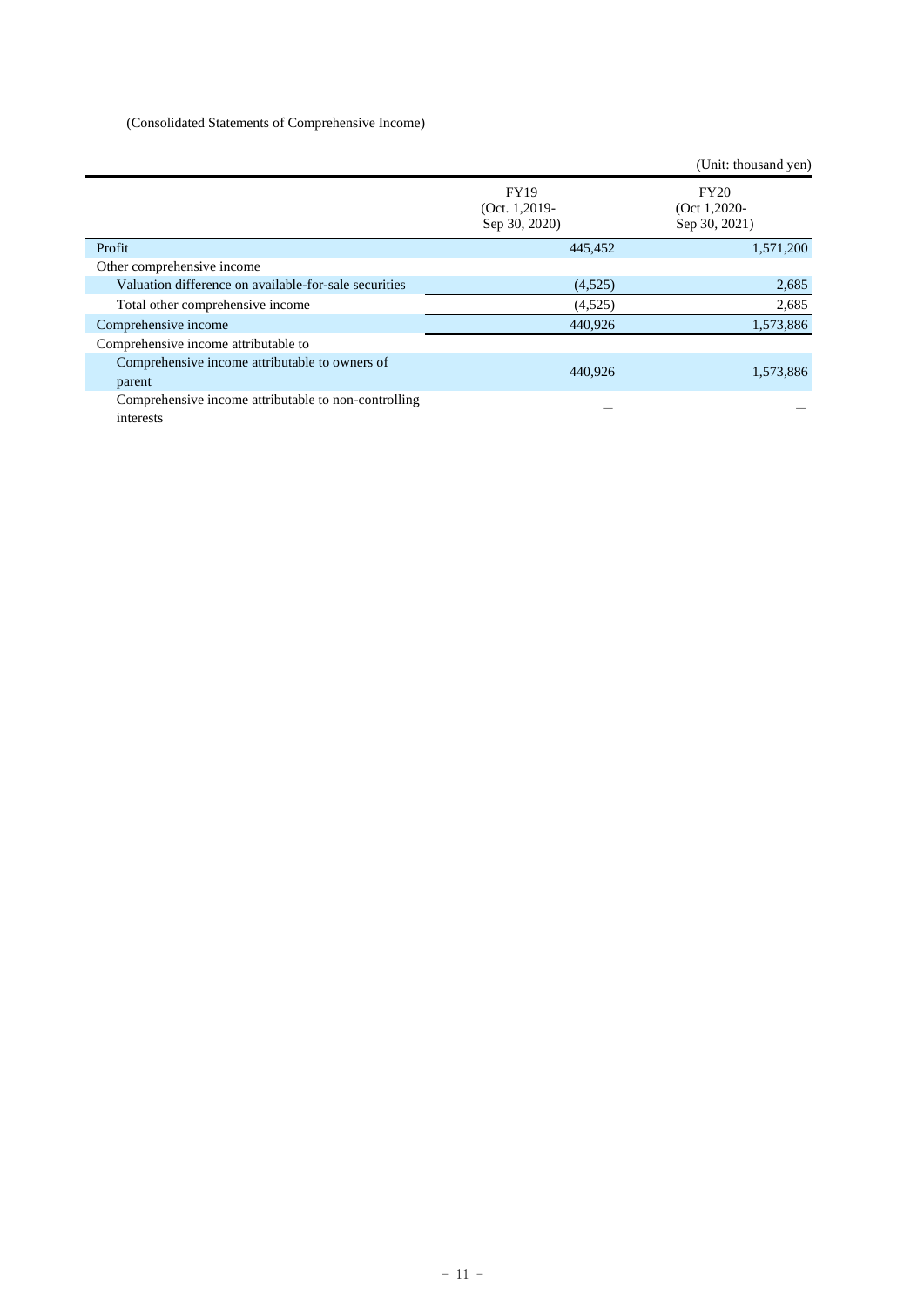(Consolidated Statements of Comprehensive Income)

(Unit: thousand yen)

| | FY19 (Oct. 1,2019- Sep 30, 2020) | FY20 (Oct 1,2020- Sep 30, 2021) |
|---|---|---|
| Profit | 445,452 | 1,571,200 |
| Other comprehensive income | | |
| Valuation difference on available-for-sale securities | (4,525) | 2,685 |
| Total other comprehensive income | (4,525) | 2,685 |
| Comprehensive income | 440,926 | 1,573,886 |
| Comprehensive income attributable to | | |
| Comprehensive income attributable to owners of parent | 440,926 | 1,573,886 |
| Comprehensive income attributable to non-controlling interests | – | – |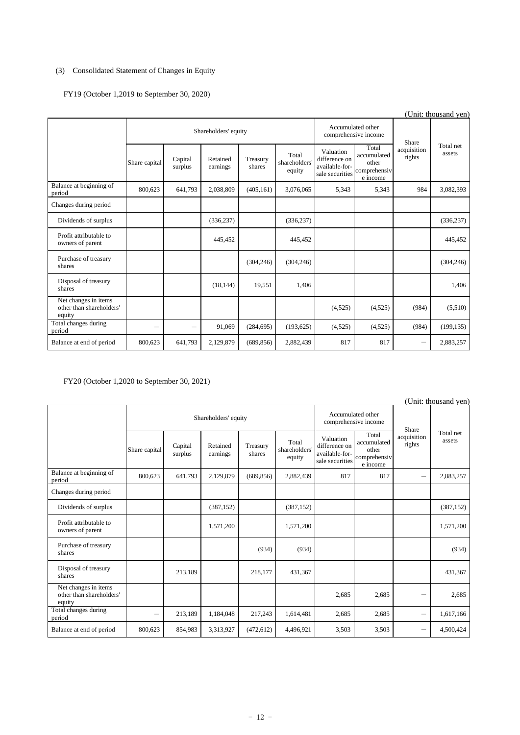(3) Consolidated Statement of Changes in Equity

FY19 (October 1,2019 to September 30, 2020)

(Unit: thousand yen)

| | Shareholders' equity | | | | | Accumulated other comprehensive income | | Share acquisition rights | Total net assets |
|---|---|---|---|---|---|---|---|---|---|
| | Share capital | Capital surplus | Retained earnings | Treasury shares | Total shareholders' equity | Valuation difference on available-for-sale securities | Total accumulated other comprehensive income | | |
| Balance at beginning of period | 800,623 | 641,793 | 2,038,809 | (405,161) | 3,076,065 | 5,343 | 5,343 | 984 | 3,082,393 |
| Changes during period | | | | | | | | | |
| Dividends of surplus | | | (336,237) | | (336,237) | | | | (336,237) |
| Profit attributable to owners of parent | | | 445,452 | | 445,452 | | | | 445,452 |
| Purchase of treasury shares | | | | (304,246) | (304,246) | | | | (304,246) |
| Disposal of treasury shares | | | (18,144) | 19,551 | 1,406 | | | | 1,406 |
| Net changes in items other than shareholders' equity | | | | | | (4,525) | (4,525) | (984) | (5,510) |
| Total changes during period | － | － | 91,069 | (284,695) | (193,625) | (4,525) | (4,525) | (984) | (199,135) |
| Balance at end of period | 800,623 | 641,793 | 2,129,879 | (689,856) | 2,882,439 | 817 | 817 | － | 2,883,257 |

FY20 (October 1,2020 to September 30, 2021)

(Unit: thousand yen)

| | Shareholders' equity | | | | | Accumulated other comprehensive income | | Share acquisition rights | Total net assets |
|---|---|---|---|---|---|---|---|---|---|
| | Share capital | Capital surplus | Retained earnings | Treasury shares | Total shareholders' equity | Valuation difference on available-for-sale securities | Total accumulated other comprehensive income | | |
| Balance at beginning of period | 800,623 | 641,793 | 2,129,879 | (689,856) | 2,882,439 | 817 | 817 | － | 2,883,257 |
| Changes during period | | | | | | | | | |
| Dividends of surplus | | | (387,152) | | (387,152) | | | | (387,152) |
| Profit attributable to owners of parent | | | 1,571,200 | | 1,571,200 | | | | 1,571,200 |
| Purchase of treasury shares | | | | (934) | (934) | | | | (934) |
| Disposal of treasury shares | | 213,189 | | 218,177 | 431,367 | | | | 431,367 |
| Net changes in items other than shareholders' equity | | | | | | 2,685 | 2,685 | － | 2,685 |
| Total changes during period | － | 213,189 | 1,184,048 | 217,243 | 1,614,481 | 2,685 | 2,685 | － | 1,617,166 |
| Balance at end of period | 800,623 | 854,983 | 3,313,927 | (472,612) | 4,496,921 | 3,503 | 3,503 | － | 4,500,424 |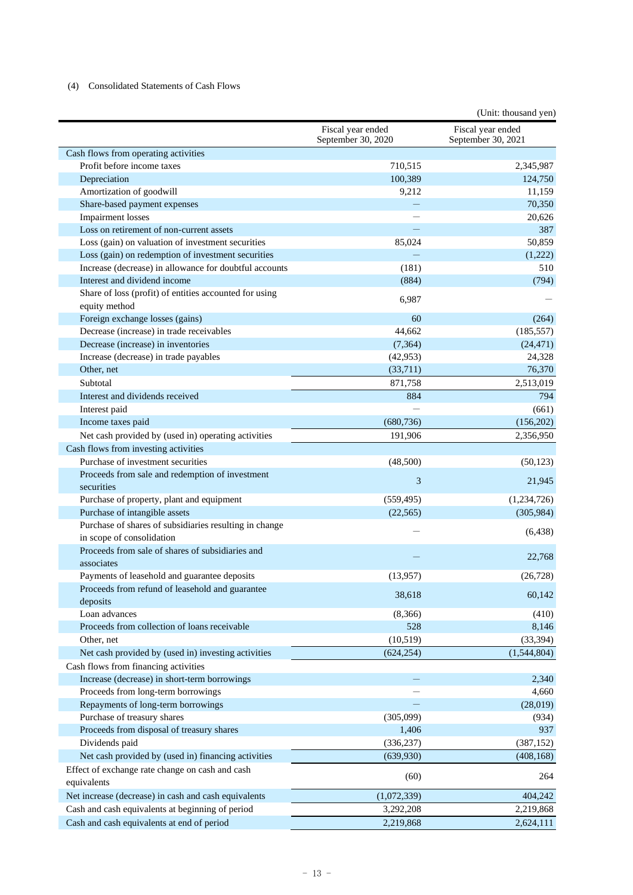(4) Consolidated Statements of Cash Flows

(Unit: thousand yen)

| | Fiscal year ended September 30, 2020 | Fiscal year ended September 30, 2021 |
|---|---|---|
| Cash flows from operating activities | | |
| Profit before income taxes | 710,515 | 2,345,987 |
| Depreciation | 100,389 | 124,750 |
| Amortization of goodwill | 9,212 | 11,159 |
| Share-based payment expenses | — | 70,350 |
| Impairment losses | — | 20,626 |
| Loss on retirement of non-current assets | — | 387 |
| Loss (gain) on valuation of investment securities | 85,024 | 50,859 |
| Loss (gain) on redemption of investment securities | — | (1,222) |
| Increase (decrease) in allowance for doubtful accounts | (181) | 510 |
| Interest and dividend income | (884) | (794) |
| Share of loss (profit) of entities accounted for using equity method | 6,987 | — |
| Foreign exchange losses (gains) | 60 | (264) |
| Decrease (increase) in trade receivables | 44,662 | (185,557) |
| Decrease (increase) in inventories | (7,364) | (24,471) |
| Increase (decrease) in trade payables | (42,953) | 24,328 |
| Other, net | (33,711) | 76,370 |
| Subtotal | 871,758 | 2,513,019 |
| Interest and dividends received | 884 | 794 |
| Interest paid | — | (661) |
| Income taxes paid | (680,736) | (156,202) |
| Net cash provided by (used in) operating activities | 191,906 | 2,356,950 |
| Cash flows from investing activities | | |
| Purchase of investment securities | (48,500) | (50,123) |
| Proceeds from sale and redemption of investment securities | 3 | 21,945 |
| Purchase of property, plant and equipment | (559,495) | (1,234,726) |
| Purchase of intangible assets | (22,565) | (305,984) |
| Purchase of shares of subsidiaries resulting in change in scope of consolidation | — | (6,438) |
| Proceeds from sale of shares of subsidiaries and associates | — | 22,768 |
| Payments of leasehold and guarantee deposits | (13,957) | (26,728) |
| Proceeds from refund of leasehold and guarantee deposits | 38,618 | 60,142 |
| Loan advances | (8,366) | (410) |
| Proceeds from collection of loans receivable | 528 | 8,146 |
| Other, net | (10,519) | (33,394) |
| Net cash provided by (used in) investing activities | (624,254) | (1,544,804) |
| Cash flows from financing activities | | |
| Increase (decrease) in short-term borrowings | — | 2,340 |
| Proceeds from long-term borrowings | — | 4,660 |
| Repayments of long-term borrowings | — | (28,019) |
| Purchase of treasury shares | (305,099) | (934) |
| Proceeds from disposal of treasury shares | 1,406 | 937 |
| Dividends paid | (336,237) | (387,152) |
| Net cash provided by (used in) financing activities | (639,930) | (408,168) |
| Effect of exchange rate change on cash and cash equivalents | (60) | 264 |
| Net increase (decrease) in cash and cash equivalents | (1,072,339) | 404,242 |
| Cash and cash equivalents at beginning of period | 3,292,208 | 2,219,868 |
| Cash and cash equivalents at end of period | 2,219,868 | 2,624,111 |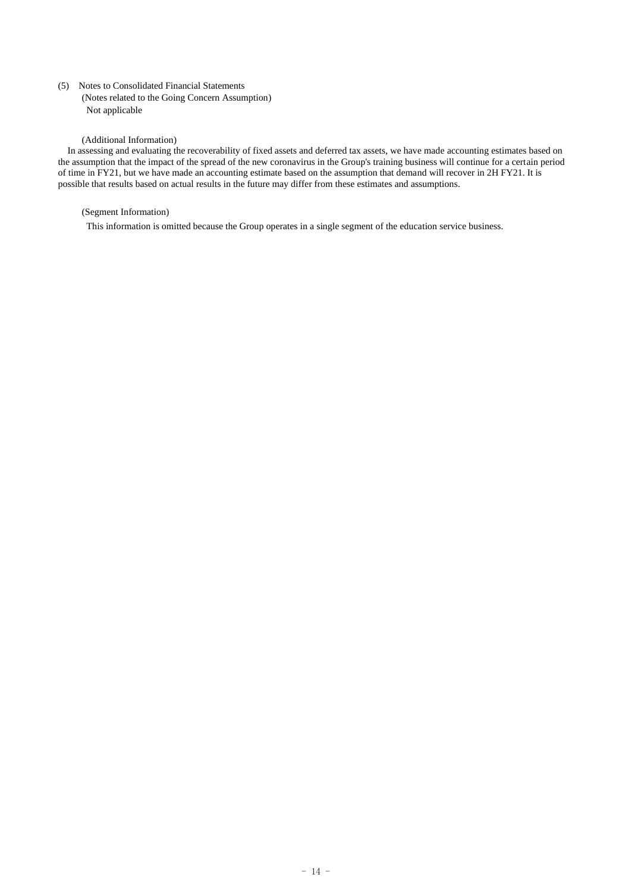(5) Notes to Consolidated Financial Statements

(Notes related to the Going Concern Assumption)

Not applicable

(Additional Information)

In assessing and evaluating the recoverability of fixed assets and deferred tax assets, we have made accounting estimates based on the assumption that the impact of the spread of the new coronavirus in the Group's training business will continue for a certain period of time in FY21, but we have made an accounting estimate based on the assumption that demand will recover in 2H FY21. It is possible that results based on actual results in the future may differ from these estimates and assumptions.

(Segment Information)

This information is omitted because the Group operates in a single segment of the education service business.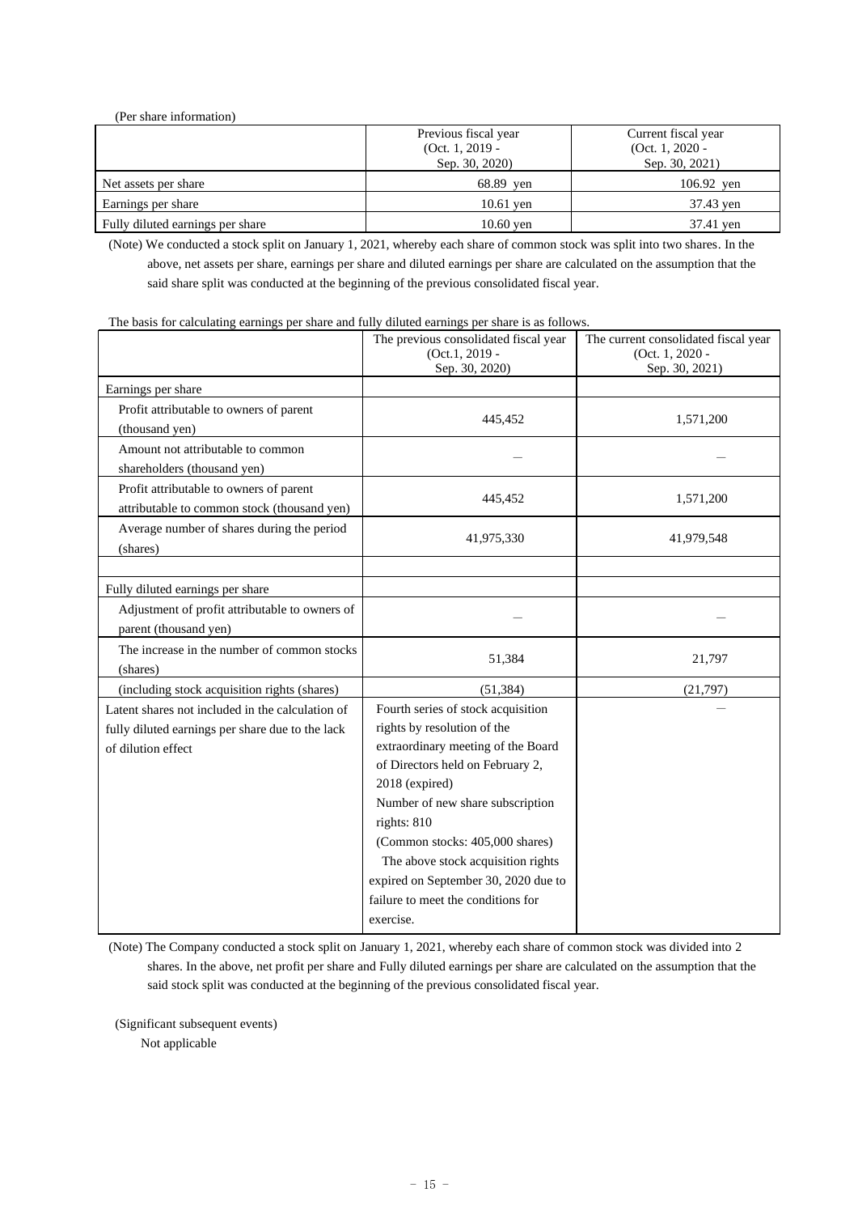(Per share information)

| | Previous fiscal year (Oct. 1, 2019 - Sep. 30, 2020) | Current fiscal year (Oct. 1, 2020 - Sep. 30, 2021) |
|---|---|---|
| Net assets per share | 68.89 yen | 106.92 yen |
| Earnings per share | 10.61 yen | 37.43 yen |
| Fully diluted earnings per share | 10.60 yen | 37.41 yen |

(Note) We conducted a stock split on January 1, 2021, whereby each share of common stock was split into two shares. In the above, net assets per share, earnings per share and diluted earnings per share are calculated on the assumption that the said share split was conducted at the beginning of the previous consolidated fiscal year.

The basis for calculating earnings per share and fully diluted earnings per share is as follows.

| | The previous consolidated fiscal year (Oct.1, 2019 - Sep. 30, 2020) | The current consolidated fiscal year (Oct. 1, 2020 - Sep. 30, 2021) |
|---|---|---|
| Earnings per share | | |
| Profit attributable to owners of parent (thousand yen) | 445,452 | 1,571,200 |
| Amount not attributable to common shareholders (thousand yen) | — | — |
| Profit attributable to owners of parent attributable to common stock (thousand yen) | 445,452 | 1,571,200 |
| Average number of shares during the period (shares) | 41,975,330 | 41,979,548 |
| | | |
| Fully diluted earnings per share | | |
| Adjustment of profit attributable to owners of parent (thousand yen) | — | — |
| The increase in the number of common stocks (shares) | 51,384 | 21,797 |
| (including stock acquisition rights (shares) | (51,384) | (21,797) |
| Latent shares not included in the calculation of fully diluted earnings per share due to the lack of dilution effect | Fourth series of stock acquisition rights by resolution of the extraordinary meeting of the Board of Directors held on February 2, 2018 (expired)<br>Number of new share subscription rights: 810<br>(Common stocks: 405,000 shares)<br>The above stock acquisition rights expired on September 30, 2020 due to failure to meet the conditions for exercise. | — |

(Note) The Company conducted a stock split on January 1, 2021, whereby each share of common stock was divided into 2 shares. In the above, net profit per share and Fully diluted earnings per share are calculated on the assumption that the said stock split was conducted at the beginning of the previous consolidated fiscal year.

(Significant subsequent events)

Not applicable